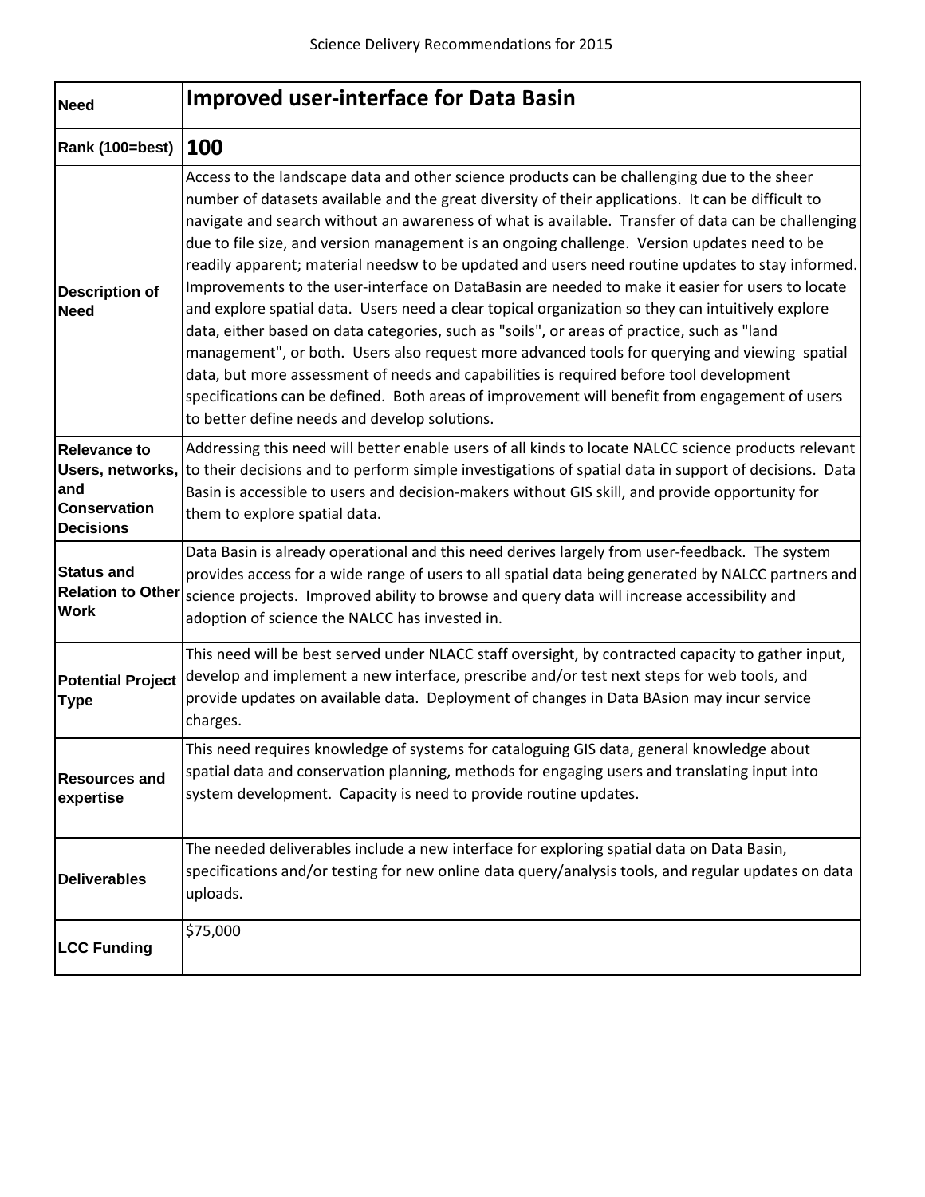Science Delivery Recommendations for 2015

| Need | Improved user-interface for Data Basin |
|---|---|
| Rank (100=best) | 100 |
| Description of Need | Access to the landscape data and other science products can be challenging due to the sheer number of datasets available and the great diversity of their applications. It can be difficult to navigate and search without an awareness of what is available. Transfer of data can be challenging due to file size, and version management is an ongoing challenge. Version updates need to be readily apparent; material needsw to be updated and users need routine updates to stay informed. Improvements to the user-interface on DataBasin are needed to make it easier for users to locate and explore spatial data. Users need a clear topical organization so they can intuitively explore data, either based on data categories, such as "soils", or areas of practice, such as "land management", or both. Users also request more advanced tools for querying and viewing spatial data, but more assessment of needs and capabilities is required before tool development specifications can be defined. Both areas of improvement will benefit from engagement of users to better define needs and develop solutions. |
| Relevance to Users, networks, and Conservation Decisions | Addressing this need will better enable users of all kinds to locate NALCC science products relevant to their decisions and to perform simple investigations of spatial data in support of decisions. Data Basin is accessible to users and decision-makers without GIS skill, and provide opportunity for them to explore spatial data. |
| Status and Relation to Other Work | Data Basin is already operational and this need derives largely from user-feedback. The system provides access for a wide range of users to all spatial data being generated by NALCC partners and science projects. Improved ability to browse and query data will increase accessibility and adoption of science the NALCC has invested in. |
| Potential Project Type | This need will be best served under NLACC staff oversight, by contracted capacity to gather input, develop and implement a new interface, prescribe and/or test next steps for web tools, and provide updates on available data. Deployment of changes in Data BAsion may incur service charges. |
| Resources and expertise | This need requires knowledge of systems for cataloguing GIS data, general knowledge about spatial data and conservation planning, methods for engaging users and translating input into system development. Capacity is need to provide routine updates. |
| Deliverables | The needed deliverables include a new interface for exploring spatial data on Data Basin, specifications and/or testing for new online data query/analysis tools, and regular updates on data uploads. |
| LCC Funding | $75,000 |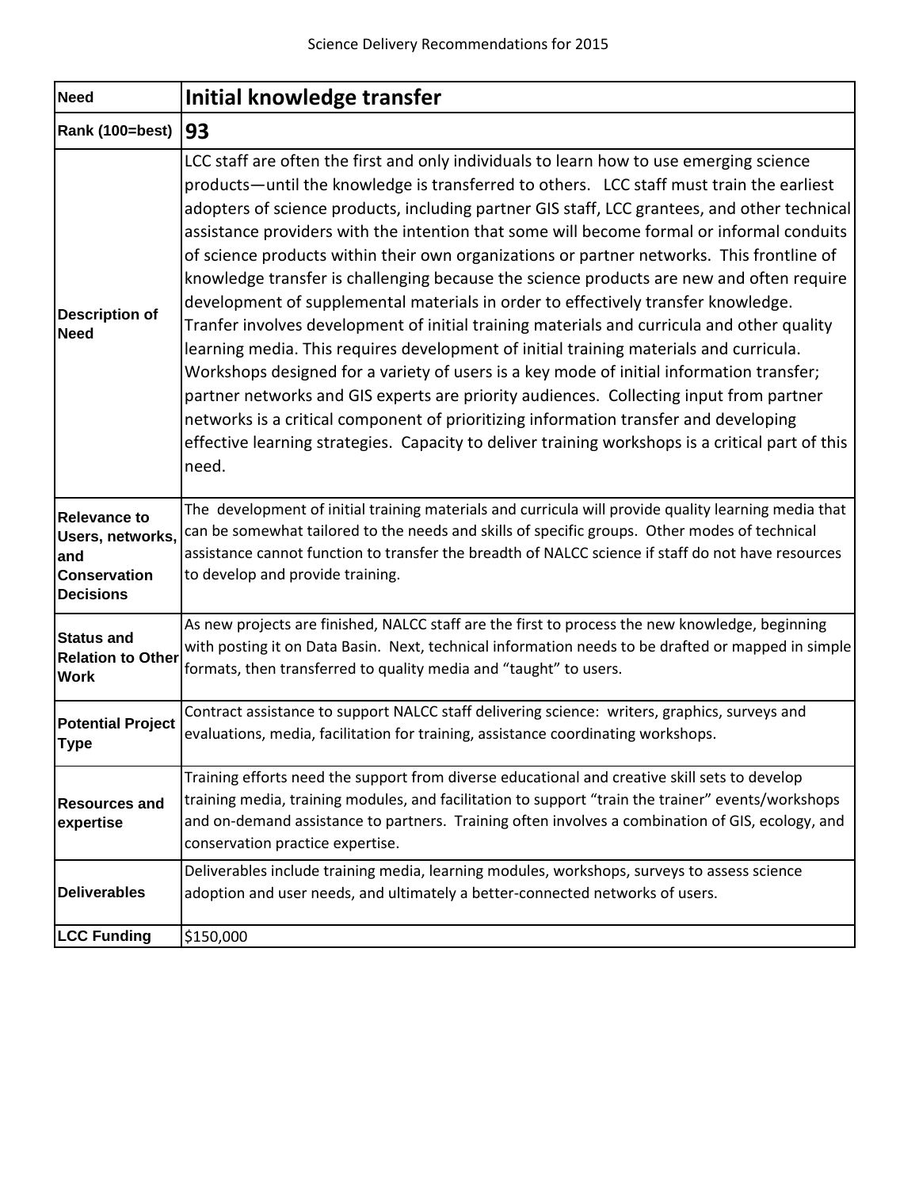| Need | Initial knowledge transfer |
|---|---|
| Rank (100=best) | **93** |
| Description of Need | LCC staff are often the first and only individuals to learn how to use emerging science products—until the knowledge is transferred to others. LCC staff must train the earliest adopters of science products, including partner GIS staff, LCC grantees, and other technical assistance providers with the intention that some will become formal or informal conduits of science products within their own organizations or partner networks. This frontline of knowledge transfer is challenging because the science products are new and often require development of supplemental materials in order to effectively transfer knowledge. Tranfer involves development of initial training materials and curricula and other quality learning media. This requires development of initial training materials and curricula. Workshops designed for a variety of users is a key mode of initial information transfer; partner networks and GIS experts are priority audiences. Collecting input from partner networks is a critical component of prioritizing information transfer and developing effective learning strategies. Capacity to deliver training workshops is a critical part of this need. |
| Relevance to Users, networks, and Conservation Decisions | The development of initial training materials and curricula will provide quality learning media that can be somewhat tailored to the needs and skills of specific groups. Other modes of technical assistance cannot function to transfer the breadth of NALCC science if staff do not have resources to develop and provide training. |
| Status and Relation to Other Work | As new projects are finished, NALCC staff are the first to process the new knowledge, beginning with posting it on Data Basin. Next, technical information needs to be drafted or mapped in simple formats, then transferred to quality media and "taught" to users. |
| Potential Project Type | Contract assistance to support NALCC staff delivering science: writers, graphics, surveys and evaluations, media, facilitation for training, assistance coordinating workshops. |
| Resources and expertise | Training efforts need the support from diverse educational and creative skill sets to develop training media, training modules, and facilitation to support "train the trainer" events/workshops and on-demand assistance to partners. Training often involves a combination of GIS, ecology, and conservation practice expertise. |
| Deliverables | Deliverables include training media, learning modules, workshops, surveys to assess science adoption and user needs, and ultimately a better-connected networks of users. |
| LCC Funding | $150,000 |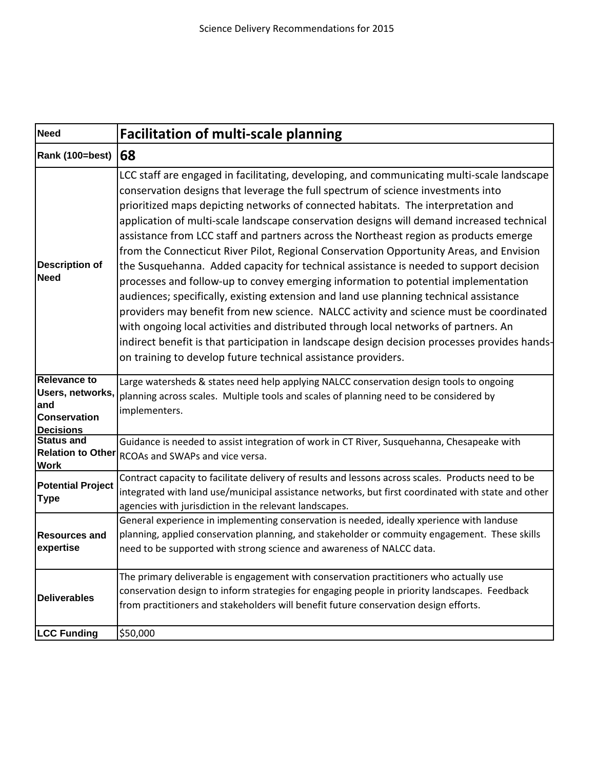| Need | Facilitation of multi-scale planning |
|---|---|
| Rank (100=best) | **68** |
| Description of Need | LCC staff are engaged in facilitating, developing, and communicating multi-scale landscape conservation designs that leverage the full spectrum of science investments into prioritized maps depicting networks of connected habitats. The interpretation and application of multi-scale landscape conservation designs will demand increased technical assistance from LCC staff and partners across the Northeast region as products emerge from the Connecticut River Pilot, Regional Conservation Opportunity Areas, and Envision the Susquehanna. Added capacity for technical assistance is needed to support decision processes and follow-up to convey emerging information to potential implementation audiences; specifically, existing extension and land use planning technical assistance providers may benefit from new science. NALCC activity and science must be coordinated with ongoing local activities and distributed through local networks of partners. An indirect benefit is that participation in landscape design decision processes provides hands-on training to develop future technical assistance providers. |
| Relevance to Users, networks, and Conservation Decisions | Large watersheds & states need help applying NALCC conservation design tools to ongoing planning across scales. Multiple tools and scales of planning need to be considered by implementers. |
| Status and Relation to Other Work | Guidance is needed to assist integration of work in CT River, Susquehanna, Chesapeake with RCOAs and SWAPs and vice versa. |
| Potential Project Type | Contract capacity to facilitate delivery of results and lessons across scales. Products need to be integrated with land use/municipal assistance networks, but first coordinated with state and other agencies with jurisdiction in the relevant landscapes. |
| Resources and expertise | General experience in implementing conservation is needed, ideally xperience with landuse planning, applied conservation planning, and stakeholder or commuity engagement. These skills need to be supported with strong science and awareness of NALCC data. |
| Deliverables | The primary deliverable is engagement with conservation practitioners who actually use conservation design to inform strategies for engaging people in priority landscapes. Feedback from practitioners and stakeholders will benefit future conservation design efforts. |
| LCC Funding | $50,000 |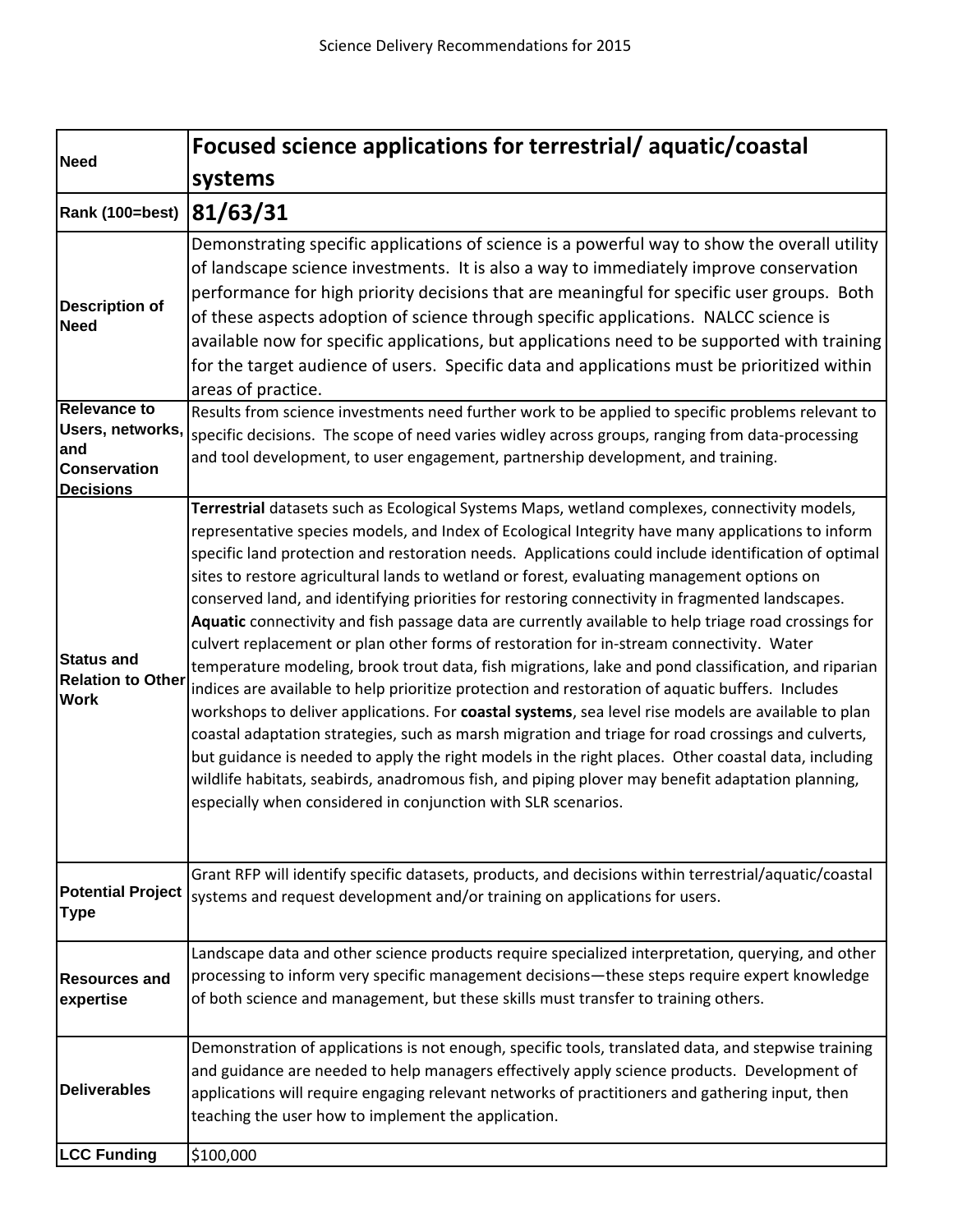| Need | **Focused science applications for terrestrial/ aquatic/coastal systems** |
|---|---|
| Rank (100=best) | **81/63/31** |
| Description of Need | Demonstrating specific applications of science is a powerful way to show the overall utility of landscape science investments. It is also a way to immediately improve conservation performance for high priority decisions that are meaningful for specific user groups. Both of these aspects adoption of science through specific applications. NALCC science is available now for specific applications, but applications need to be supported with training for the target audience of users. Specific data and applications must be prioritized within areas of practice. |
| Relevance to Users, networks, and Conservation Decisions | Results from science investments need further work to be applied to specific problems relevant to specific decisions. The scope of need varies widley across groups, ranging from data-processing and tool development, to user engagement, partnership development, and training. |
| Status and Relation to Other Work | **Terrestrial** datasets such as Ecological Systems Maps, wetland complexes, connectivity models, representative species models, and Index of Ecological Integrity have many applications to inform specific land protection and restoration needs. Applications could include identification of optimal sites to restore agricultural lands to wetland or forest, evaluating management options on conserved land, and identifying priorities for restoring connectivity in fragmented landscapes. **Aquatic** connectivity and fish passage data are currently available to help triage road crossings for culvert replacement or plan other forms of restoration for in-stream connectivity. Water temperature modeling, brook trout data, fish migrations, lake and pond classification, and riparian indices are available to help prioritize protection and restoration of aquatic buffers. Includes workshops to deliver applications. For **coastal systems**, sea level rise models are available to plan coastal adaptation strategies, such as marsh migration and triage for road crossings and culverts, but guidance is needed to apply the right models in the right places. Other coastal data, including wildlife habitats, seabirds, anadromous fish, and piping plover may benefit adaptation planning, especially when considered in conjunction with SLR scenarios. |
| Potential Project Type | Grant RFP will identify specific datasets, products, and decisions within terrestrial/aquatic/coastal systems and request development and/or training on applications for users. |
| Resources and expertise | Landscape data and other science products require specialized interpretation, querying, and other processing to inform very specific management decisions—these steps require expert knowledge of both science and management, but these skills must transfer to training others. |
| Deliverables | Demonstration of applications is not enough, specific tools, translated data, and stepwise training and guidance are needed to help managers effectively apply science products. Development of applications will require engaging relevant networks of practitioners and gathering input, then teaching the user how to implement the application. |
| LCC Funding | $100,000 |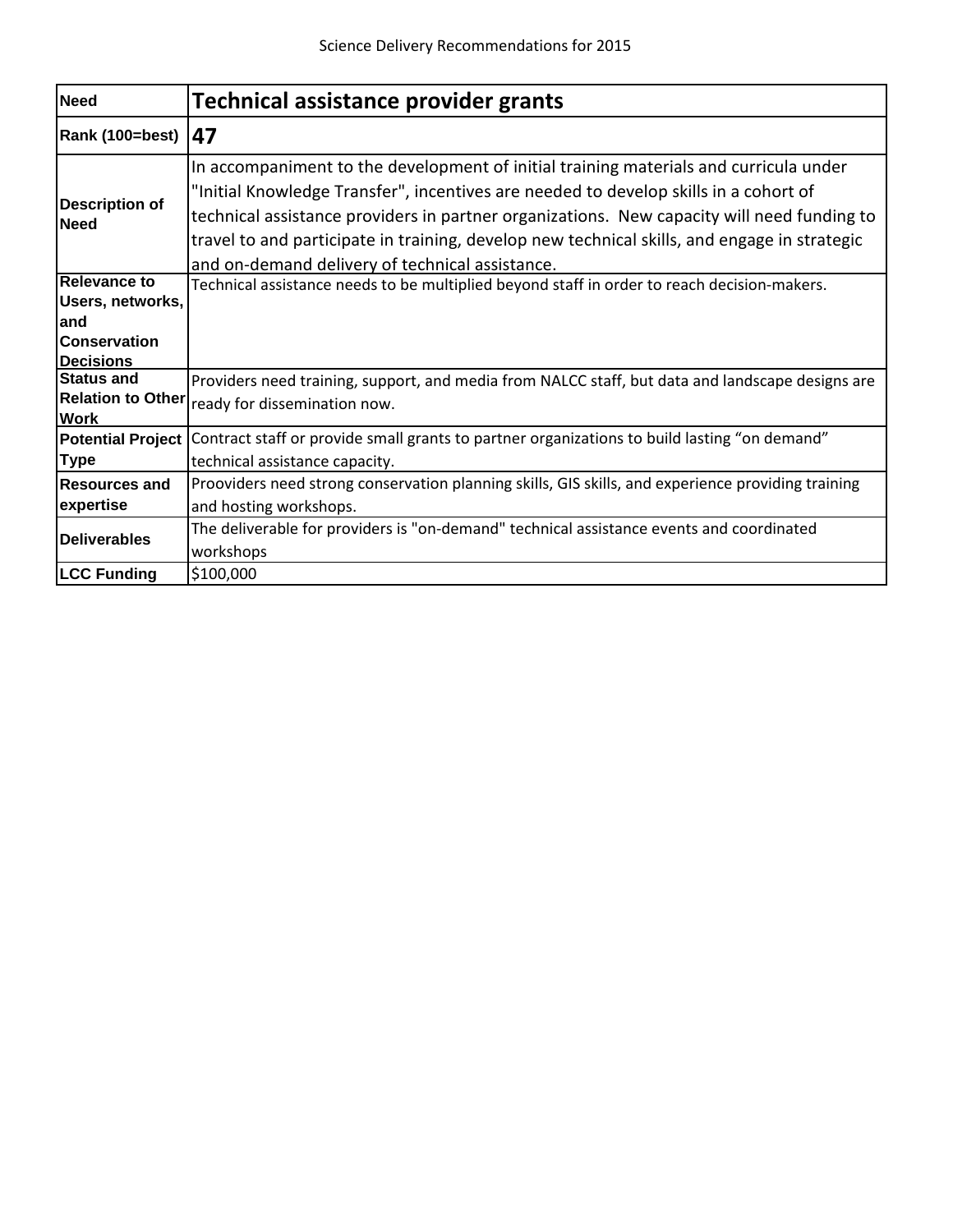| Need | **Technical assistance provider grants** |
| --- | --- |
| Rank (100=best) | **47** |
| Description of Need | In accompaniment to the development of initial training materials and curricula under "Initial Knowledge Transfer", incentives are needed to develop skills in a cohort of technical assistance providers in partner organizations. New capacity will need funding to travel to and participate in training, develop new technical skills, and engage in strategic and on-demand delivery of technical assistance. |
| Relevance to Users, networks, and Conservation Decisions | Technical assistance needs to be multiplied beyond staff in order to reach decision-makers. |
| Status and Relation to Other Work | Providers need training, support, and media from NALCC staff, but data and landscape designs are ready for dissemination now. |
| Potential Project Type | Contract staff or provide small grants to partner organizations to build lasting "on demand" technical assistance capacity. |
| Resources and expertise | Prooviders need strong conservation planning skills, GIS skills, and experience providing training and hosting workshops. |
| Deliverables | The deliverable for providers is "on-demand" technical assistance events and coordinated workshops |
| LCC Funding | $100,000 |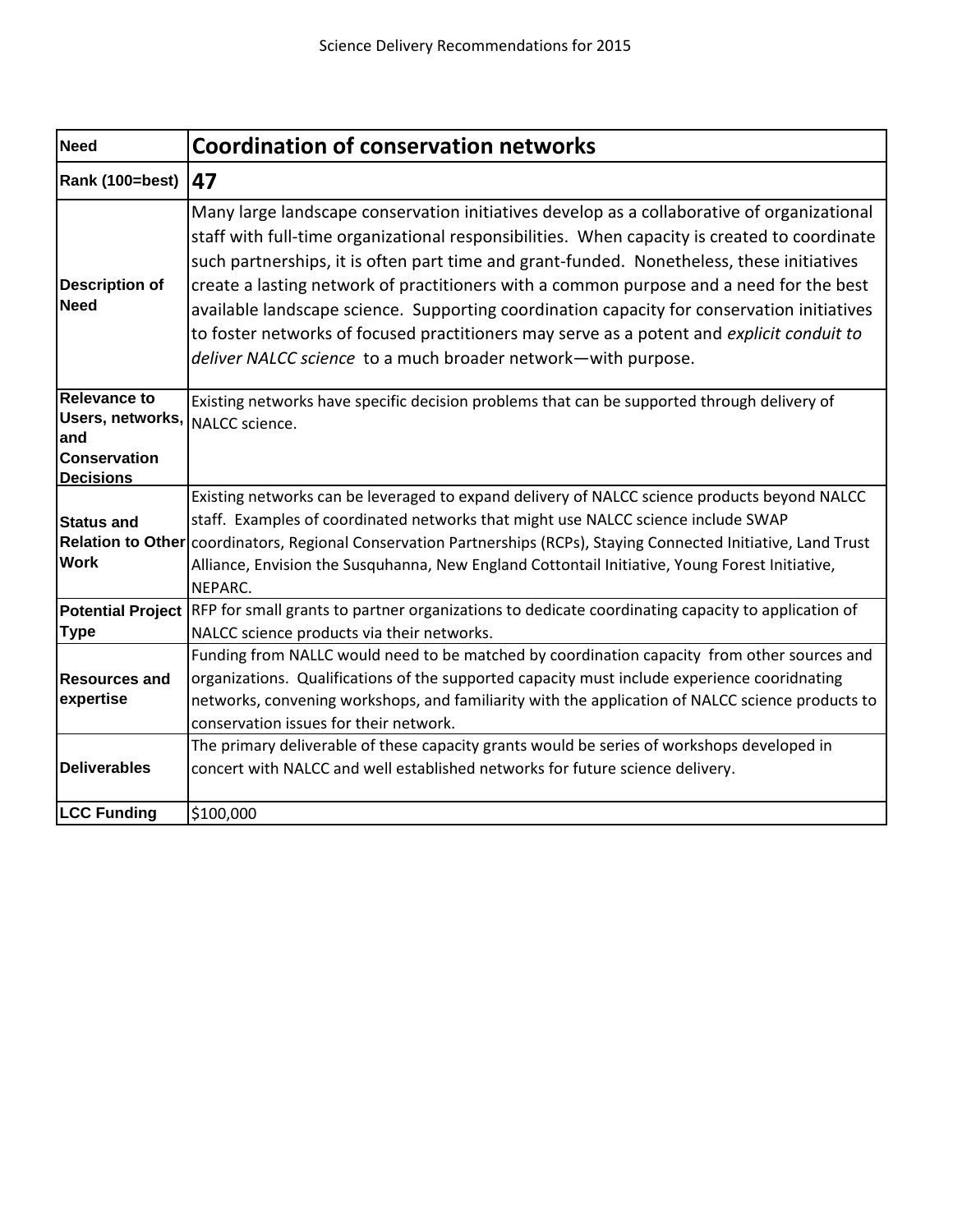| | |
|---|---|
| **Need** | **Coordination of conservation networks** |
| **Rank (100=best)** | **47** |
| **Description of Need** | Many large landscape conservation initiatives develop as a collaborative of organizational staff with full-time organizational responsibilities. When capacity is created to coordinate such partnerships, it is often part time and grant-funded. Nonetheless, these initiatives create a lasting network of practitioners with a common purpose and a need for the best available landscape science. Supporting coordination capacity for conservation initiatives to foster networks of focused practitioners may serve as a potent and *explicit conduit to deliver NALCC science* to a much broader network—with purpose. |
| **Relevance to Users, networks, and Conservation Decisions** | Existing networks have specific decision problems that can be supported through delivery of NALCC science. |
| **Status and Relation to Other Work** | Existing networks can be leveraged to expand delivery of NALCC science products beyond NALCC staff. Examples of coordinated networks that might use NALCC science include SWAP coordinators, Regional Conservation Partnerships (RCPs), Staying Connected Initiative, Land Trust Alliance, Envision the Susquhanna, New England Cottontail Initiative, Young Forest Initiative, NEPARC. |
| **Potential Project Type** | RFP for small grants to partner organizations to dedicate coordinating capacity to application of NALCC science products via their networks. |
| **Resources and expertise** | Funding from NALLC would need to be matched by coordination capacity from other sources and organizations. Qualifications of the supported capacity must include experience cooridnating networks, convening workshops, and familiarity with the application of NALCC science products to conservation issues for their network. |
| **Deliverables** | The primary deliverable of these capacity grants would be series of workshops developed in concert with NALCC and well established networks for future science delivery. |
| **LCC Funding** | $100,000 |